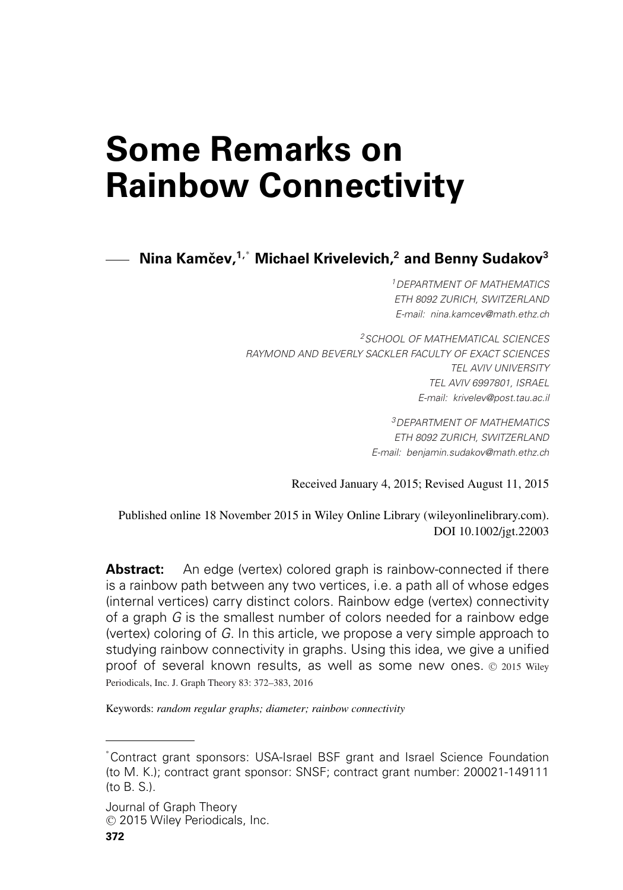# Some Remarks on Rainbow Connectivity

**Nina Kamčev,[1,*] Michael Krivelevich,[2] and Benny Sudakov[3]**

[1] DEPARTMENT OF MATHEMATICS
ETH 8092 ZURICH, SWITZERLAND
E-mail: nina.kamcev@math.ethz.ch

[2] SCHOOL OF MATHEMATICAL SCIENCES
RAYMOND AND BEVERLY SACKLER FACULTY OF EXACT SCIENCES
TEL AVIV UNIVERSITY
TEL AVIV 6997801, ISRAEL
E-mail: krivelev@post.tau.ac.il

[3] DEPARTMENT OF MATHEMATICS
ETH 8092 ZURICH, SWITZERLAND
E-mail: benjamin.sudakov@math.ethz.ch

Received January 4, 2015; Revised August 11, 2015

Published online 18 November 2015 in Wiley Online Library (wileyonlinelibrary.com).
DOI 10.1002/jgt.22003

**Abstract:** An edge (vertex) colored graph is rainbow-connected if there is a rainbow path between any two vertices, i.e. a path all of whose edges (internal vertices) carry distinct colors. Rainbow edge (vertex) connectivity of a graph *G* is the smallest number of colors needed for a rainbow edge (vertex) coloring of *G*. In this article, we propose a very simple approach to studying rainbow connectivity in graphs. Using this idea, we give a unified proof of several known results, as well as some new ones. © 2015 Wiley Periodicals, Inc. J. Graph Theory 83: 372–383, 2016

Keywords: *random regular graphs; diameter; rainbow connectivity*

---

*Contract grant sponsors: USA-Israel BSF grant and Israel Science Foundation (to M. K.); contract grant sponsor: SNSF; contract grant number: 200021-149111 (to B. S.).

Journal of Graph Theory
© 2015 Wiley Periodicals, Inc.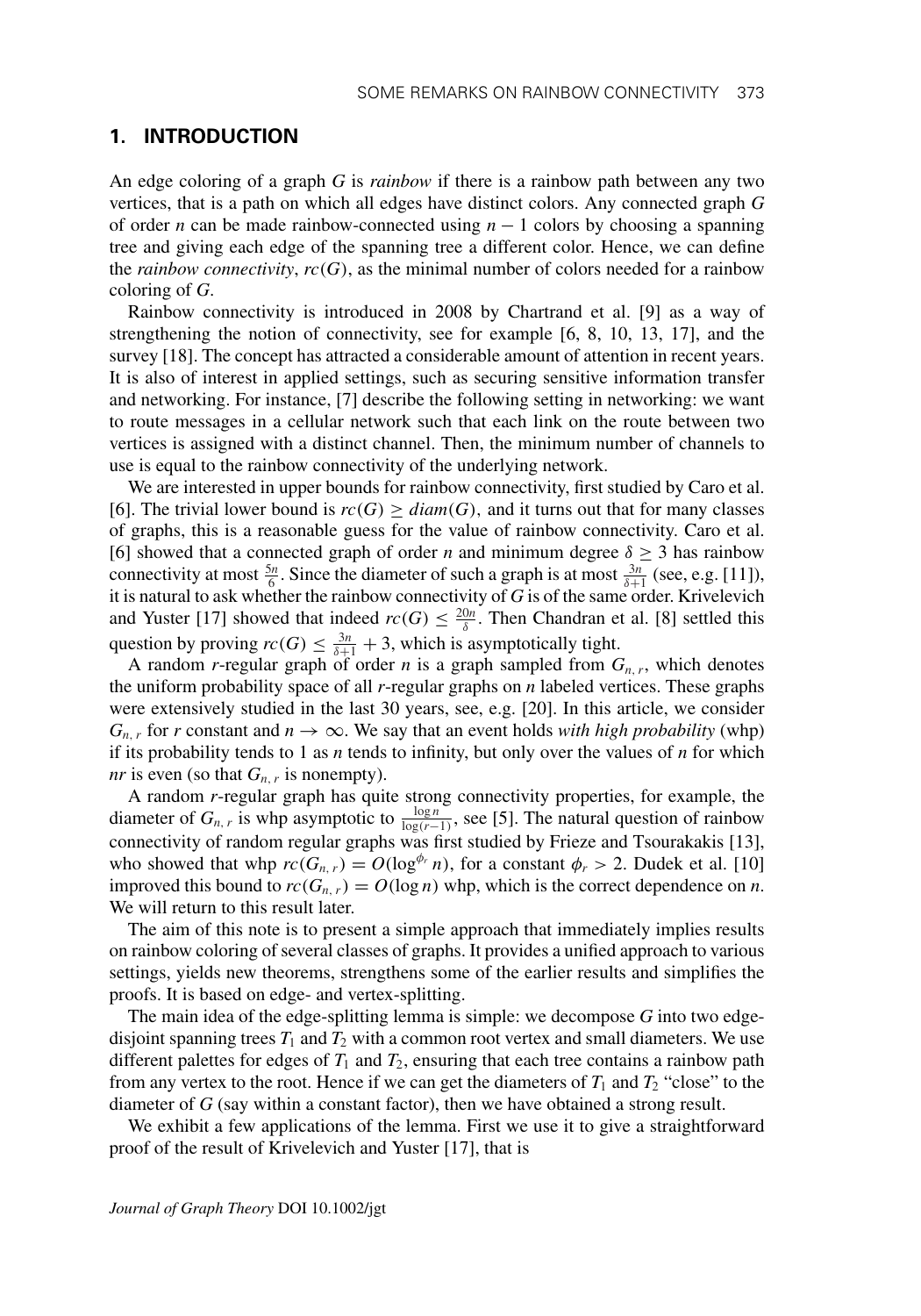## 1. INTRODUCTION

An edge coloring of a graph $G$ is *rainbow* if there is a rainbow path between any two vertices, that is a path on which all edges have distinct colors. Any connected graph $G$ of order $n$ can be made rainbow-connected using $n - 1$ colors by choosing a spanning tree and giving each edge of the spanning tree a different color. Hence, we can define the *rainbow connectivity*, $rc(G)$, as the minimal number of colors needed for a rainbow coloring of $G$.

Rainbow connectivity is introduced in 2008 by Chartrand et al. [9] as a way of strengthening the notion of connectivity, see for example [6, 8, 10, 13, 17], and the survey [18]. The concept has attracted a considerable amount of attention in recent years. It is also of interest in applied settings, such as securing sensitive information transfer and networking. For instance, [7] describe the following setting in networking: we want to route messages in a cellular network such that each link on the route between two vertices is assigned with a distinct channel. Then, the minimum number of channels to use is equal to the rainbow connectivity of the underlying network.

We are interested in upper bounds for rainbow connectivity, first studied by Caro et al. [6]. The trivial lower bound is $rc(G) \geq diam(G)$, and it turns out that for many classes of graphs, this is a reasonable guess for the value of rainbow connectivity. Caro et al. [6] showed that a connected graph of order $n$ and minimum degree $\delta \geq 3$ has rainbow connectivity at most $\frac{5n}{6}$. Since the diameter of such a graph is at most $\frac{3n}{\delta+1}$ (see, e.g. [11]), it is natural to ask whether the rainbow connectivity of $G$ is of the same order. Krivelevich and Yuster [17] showed that indeed $rc(G) \leq \frac{20n}{\delta}$. Then Chandran et al. [8] settled this question by proving $rc(G) \leq \frac{3n}{\delta+1} + 3$, which is asymptotically tight.

A random $r$-regular graph of order $n$ is a graph sampled from $G_{n,r}$, which denotes the uniform probability space of all $r$-regular graphs on $n$ labeled vertices. These graphs were extensively studied in the last 30 years, see, e.g. [20]. In this article, we consider $G_{n,r}$ for $r$ constant and $n \to \infty$. We say that an event holds *with high probability* (whp) if its probability tends to 1 as $n$ tends to infinity, but only over the values of $n$ for which $nr$ is even (so that $G_{n,r}$ is nonempty).

A random $r$-regular graph has quite strong connectivity properties, for example, the diameter of $G_{n,r}$ is whp asymptotic to $\frac{\log n}{\log(r-1)}$, see [5]. The natural question of rainbow connectivity of random regular graphs was first studied by Frieze and Tsourakakis [13], who showed that whp $rc(G_{n,r}) = O(\log^{\phi_r} n)$, for a constant $\phi_r > 2$. Dudek et al. [10] improved this bound to $rc(G_{n,r}) = O(\log n)$ whp, which is the correct dependence on $n$. We will return to this result later.

The aim of this note is to present a simple approach that immediately implies results on rainbow coloring of several classes of graphs. It provides a unified approach to various settings, yields new theorems, strengthens some of the earlier results and simplifies the proofs. It is based on edge- and vertex-splitting.

The main idea of the edge-splitting lemma is simple: we decompose $G$ into two edge-disjoint spanning trees $T_1$ and $T_2$ with a common root vertex and small diameters. We use different palettes for edges of $T_1$ and $T_2$, ensuring that each tree contains a rainbow path from any vertex to the root. Hence if we can get the diameters of $T_1$ and $T_2$ "close" to the diameter of $G$ (say within a constant factor), then we have obtained a strong result.

We exhibit a few applications of the lemma. First we use it to give a straightforward proof of the result of Krivelevich and Yuster [17], that is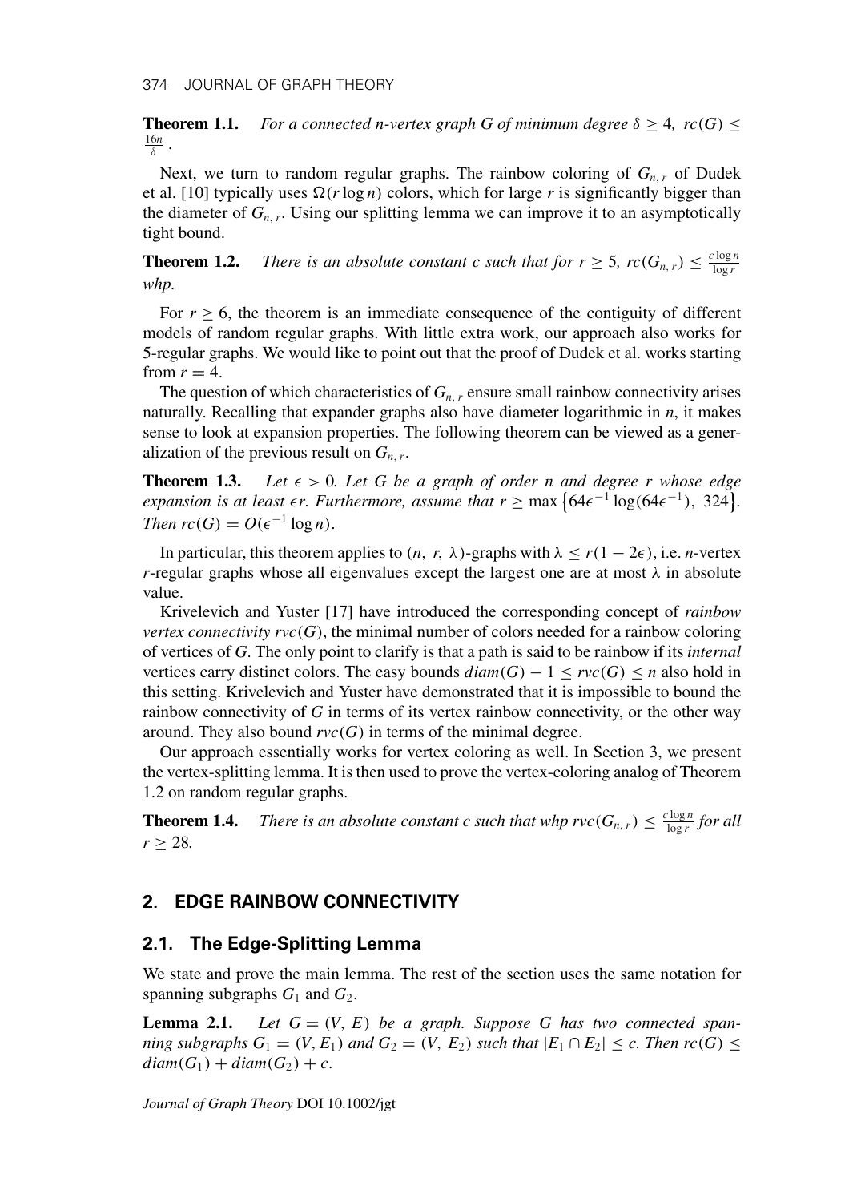**Theorem 1.1.** *For a connected n-vertex graph G of minimum degree $\delta \geq 4$, $rc(G) \leq \frac{16n}{\delta}$.*

Next, we turn to random regular graphs. The rainbow coloring of $G_{n,r}$ of Dudek et al. [10] typically uses $\Omega(r \log n)$ colors, which for large $r$ is significantly bigger than the diameter of $G_{n,r}$. Using our splitting lemma we can improve it to an asymptotically tight bound.

**Theorem 1.2.** *There is an absolute constant c such that for $r \geq 5$, $rc(G_{n,r}) \leq \frac{c \log n}{\log r}$ whp.*

For $r \geq 6$, the theorem is an immediate consequence of the contiguity of different models of random regular graphs. With little extra work, our approach also works for 5-regular graphs. We would like to point out that the proof of Dudek et al. works starting from $r = 4$.

The question of which characteristics of $G_{n,r}$ ensure small rainbow connectivity arises naturally. Recalling that expander graphs also have diameter logarithmic in $n$, it makes sense to look at expansion properties. The following theorem can be viewed as a generalization of the previous result on $G_{n,r}$.

**Theorem 1.3.** *Let $\epsilon > 0$. Let G be a graph of order n and degree r whose edge expansion is at least $\epsilon r$. Furthermore, assume that $r \geq \max\{64\epsilon^{-1}\log(64\epsilon^{-1}),\ 324\}$. Then $rc(G) = O(\epsilon^{-1}\log n)$.*

In particular, this theorem applies to $(n, r, \lambda)$-graphs with $\lambda \leq r(1 - 2\epsilon)$, i.e. $n$-vertex $r$-regular graphs whose all eigenvalues except the largest one are at most $\lambda$ in absolute value.

Krivelevich and Yuster [17] have introduced the corresponding concept of *rainbow vertex connectivity* $rvc(G)$, the minimal number of colors needed for a rainbow coloring of vertices of $G$. The only point to clarify is that a path is said to be rainbow if its *internal* vertices carry distinct colors. The easy bounds $diam(G) - 1 \leq rvc(G) \leq n$ also hold in this setting. Krivelevich and Yuster have demonstrated that it is impossible to bound the rainbow connectivity of $G$ in terms of its vertex rainbow connectivity, or the other way around. They also bound $rvc(G)$ in terms of the minimal degree.

Our approach essentially works for vertex coloring as well. In Section 3, we present the vertex-splitting lemma. It is then used to prove the vertex-coloring analog of Theorem 1.2 on random regular graphs.

**Theorem 1.4.** *There is an absolute constant c such that whp $rvc(G_{n,r}) \leq \frac{c \log n}{\log r}$ for all $r \geq 28$.*

## 2. EDGE RAINBOW CONNECTIVITY

### 2.1. The Edge-Splitting Lemma

We state and prove the main lemma. The rest of the section uses the same notation for spanning subgraphs $G_1$ and $G_2$.

**Lemma 2.1.** *Let $G = (V, E)$ be a graph. Suppose G has two connected spanning subgraphs $G_1 = (V, E_1)$ and $G_2 = (V, E_2)$ such that $|E_1 \cap E_2| \leq c$. Then $rc(G) \leq diam(G_1) + diam(G_2) + c$.*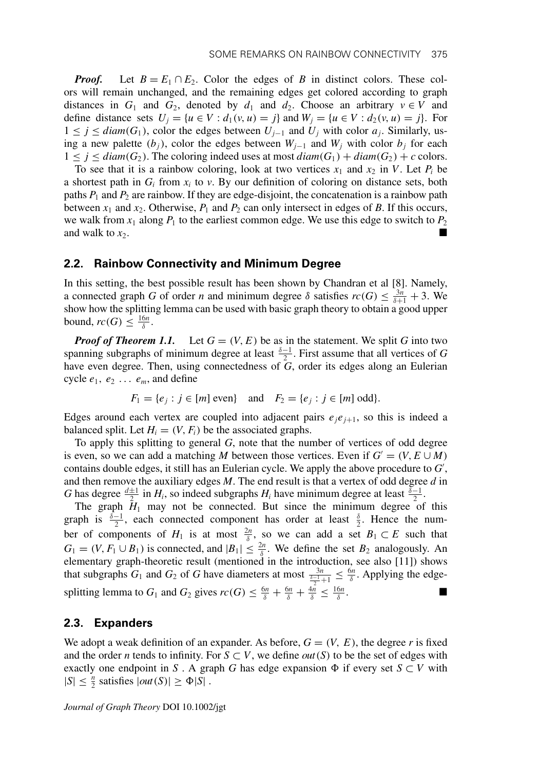***Proof.*** Let $B = E_1 \cap E_2$. Color the edges of $B$ in distinct colors. These colors will remain unchanged, and the remaining edges get colored according to graph distances in $G_1$ and $G_2$, denoted by $d_1$ and $d_2$. Choose an arbitrary $v \in V$ and define distance sets $U_j = \{u \in V : d_1(v, u) = j\}$ and $W_j = \{u \in V : d_2(v, u) = j\}$. For $1 \leq j \leq diam(G_1)$, color the edges between $U_{j-1}$ and $U_j$ with color $a_j$. Similarly, using a new palette $(b_j)$, color the edges between $W_{j-1}$ and $W_j$ with color $b_j$ for each $1 \leq j \leq diam(G_2)$. The coloring indeed uses at most $diam(G_1) + diam(G_2) + c$ colors.

To see that it is a rainbow coloring, look at two vertices $x_1$ and $x_2$ in $V$. Let $P_i$ be a shortest path in $G_i$ from $x_i$ to $v$. By our definition of coloring on distance sets, both paths $P_1$ and $P_2$ are rainbow. If they are edge-disjoint, the concatenation is a rainbow path between $x_1$ and $x_2$. Otherwise, $P_1$ and $P_2$ can only intersect in edges of $B$. If this occurs, we walk from $x_1$ along $P_1$ to the earliest common edge. We use this edge to switch to $P_2$ and walk to $x_2$. ■

## 2.2. Rainbow Connectivity and Minimum Degree

In this setting, the best possible result has been shown by Chandran et al [8]. Namely, a connected graph $G$ of order $n$ and minimum degree $\delta$ satisfies $rc(G) \leq \frac{3n}{\delta+1} + 3$. We show how the splitting lemma can be used with basic graph theory to obtain a good upper bound, $rc(G) \leq \frac{16n}{\delta}$.

***Proof of Theorem 1.1.*** Let $G = (V, E)$ be as in the statement. We split $G$ into two spanning subgraphs of minimum degree at least $\frac{\delta-1}{2}$. First assume that all vertices of $G$ have even degree. Then, using connectedness of $G$, order its edges along an Eulerian cycle $e_1, e_2 \ldots e_m$, and define

$$F_1 = \{e_j : j \in [m] \text{ even}\} \quad \text{and} \quad F_2 = \{e_j : j \in [m] \text{ odd}\}.$$

Edges around each vertex are coupled into adjacent pairs $e_j e_{j+1}$, so this is indeed a balanced split. Let $H_i = (V, F_i)$ be the associated graphs.

To apply this splitting to general $G$, note that the number of vertices of odd degree is even, so we can add a matching $M$ between those vertices. Even if $G' = (V, E \cup M)$ contains double edges, it still has an Eulerian cycle. We apply the above procedure to $G'$, and then remove the auxiliary edges $M$. The end result is that a vertex of odd degree $d$ in $G$ has degree $\frac{d\pm1}{2}$ in $H_i$, so indeed subgraphs $H_i$ have minimum degree at least $\frac{\delta-1}{2}$.

The graph $H_1$ may not be connected. But since the minimum degree of this graph is $\frac{\delta-1}{2}$, each connected component has order at least $\frac{\delta}{2}$. Hence the number of components of $H_1$ is at most $\frac{2n}{\delta}$, so we can add a set $B_1 \subset E$ such that $G_1 = (V, F_1 \cup B_1)$ is connected, and $|B_1| \leq \frac{2n}{\delta}$. We define the set $B_2$ analogously. An elementary graph-theoretic result (mentioned in the introduction, see also [11]) shows that subgraphs $G_1$ and $G_2$ of $G$ have diameters at most $\frac{3n}{\frac{\delta-1}{2}+1} \leq \frac{6n}{\delta}$. Applying the edge-splitting lemma to $G_1$ and $G_2$ gives $rc(G) \leq \frac{6n}{\delta} + \frac{6n}{\delta} + \frac{4n}{\delta} \leq \frac{16n}{\delta}$. ■

## 2.3. Expanders

We adopt a weak definition of an expander. As before, $G = (V, E)$, the degree $r$ is fixed and the order $n$ tends to infinity. For $S \subset V$, we define $out(S)$ to be the set of edges with exactly one endpoint in $S$. A graph $G$ has edge expansion $\Phi$ if every set $S \subset V$ with $|S| \leq \frac{n}{2}$ satisfies $|out(S)| \geq \Phi|S|$.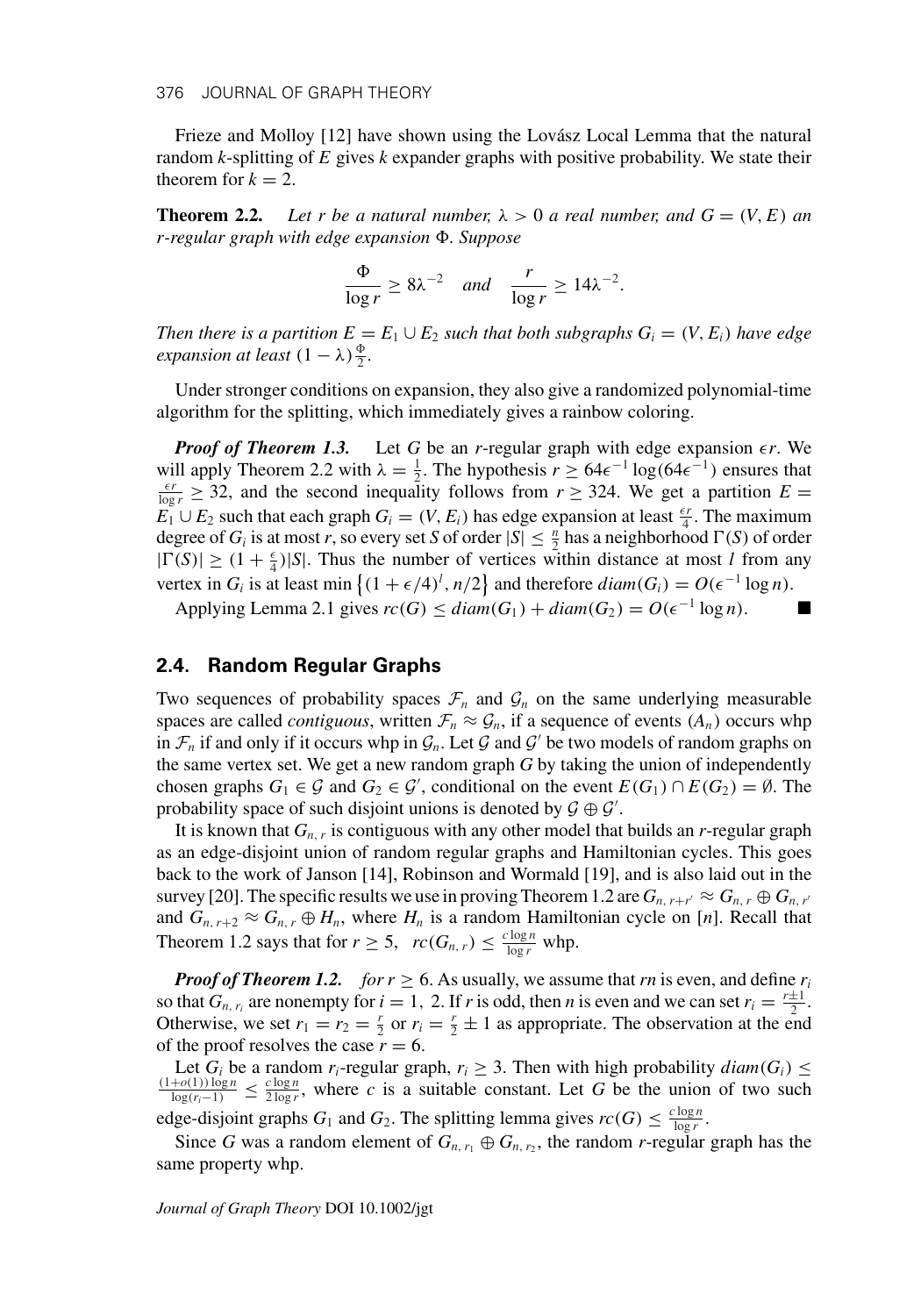Frieze and Molloy [12] have shown using the Lovász Local Lemma that the natural random $k$-splitting of $E$ gives $k$ expander graphs with positive probability. We state their theorem for $k = 2$.

**Theorem 2.2.** *Let $r$ be a natural number, $\lambda > 0$ a real number, and $G = (V, E)$ an $r$-regular graph with edge expansion $\Phi$. Suppose*

$$\frac{\Phi}{\log r} \geq 8\lambda^{-2} \quad \textit{and} \quad \frac{r}{\log r} \geq 14\lambda^{-2}.$$

*Then there is a partition $E = E_1 \cup E_2$ such that both subgraphs $G_i = (V, E_i)$ have edge expansion at least $(1 - \lambda)\frac{\Phi}{2}$.*

Under stronger conditions on expansion, they also give a randomized polynomial-time algorithm for the splitting, which immediately gives a rainbow coloring.

***Proof of Theorem 1.3.*** Let $G$ be an $r$-regular graph with edge expansion $\epsilon r$. We will apply Theorem 2.2 with $\lambda = \frac{1}{2}$. The hypothesis $r \geq 64\epsilon^{-1} \log(64\epsilon^{-1})$ ensures that $\frac{\epsilon r}{\log r} \geq 32$, and the second inequality follows from $r \geq 324$. We get a partition $E = E_1 \cup E_2$ such that each graph $G_i = (V, E_i)$ has edge expansion at least $\frac{\epsilon r}{4}$. The maximum degree of $G_i$ is at most $r$, so every set $S$ of order $|S| \leq \frac{n}{2}$ has a neighborhood $\Gamma(S)$ of order $|\Gamma(S)| \geq (1 + \frac{\epsilon}{4})|S|$. Thus the number of vertices within distance at most $l$ from any vertex in $G_i$ is at least $\min\left\{(1 + \epsilon/4)^l, n/2\right\}$ and therefore $diam(G_i) = O(\epsilon^{-1} \log n)$.

Applying Lemma 2.1 gives $rc(G) \leq diam(G_1) + diam(G_2) = O(\epsilon^{-1} \log n)$. ■

## 2.4. Random Regular Graphs

Two sequences of probability spaces $\mathcal{F}_n$ and $\mathcal{G}_n$ on the same underlying measurable spaces are called *contiguous*, written $\mathcal{F}_n \approx \mathcal{G}_n$, if a sequence of events $(A_n)$ occurs whp in $\mathcal{F}_n$ if and only if it occurs whp in $\mathcal{G}_n$. Let $\mathcal{G}$ and $\mathcal{G}'$ be two models of random graphs on the same vertex set. We get a new random graph $G$ by taking the union of independently chosen graphs $G_1 \in \mathcal{G}$ and $G_2 \in \mathcal{G}'$, conditional on the event $E(G_1) \cap E(G_2) = \emptyset$. The probability space of such disjoint unions is denoted by $\mathcal{G} \oplus \mathcal{G}'$.

It is known that $G_{n,r}$ is contiguous with any other model that builds an $r$-regular graph as an edge-disjoint union of random regular graphs and Hamiltonian cycles. This goes back to the work of Janson [14], Robinson and Wormald [19], and is also laid out in the survey [20]. The specific results we use in proving Theorem 1.2 are $G_{n,r+r'} \approx G_{n,r} \oplus G_{n,r'}$ and $G_{n,r+2} \approx G_{n,r} \oplus H_n$, where $H_n$ is a random Hamiltonian cycle on $[n]$. Recall that Theorem 1.2 says that for $r \geq 5$, $rc(G_{n,r}) \leq \frac{c \log n}{\log r}$ whp.

***Proof of Theorem 1.2.*** *for $r \geq 6$.* As usually, we assume that $rn$ is even, and define $r_i$ so that $G_{n,r_i}$ are nonempty for $i = 1, 2$. If $r$ is odd, then $n$ is even and we can set $r_i = \frac{r \pm 1}{2}$. Otherwise, we set $r_1 = r_2 = \frac{r}{2}$ or $r_i = \frac{r}{2} \pm 1$ as appropriate. The observation at the end of the proof resolves the case $r = 6$.

Let $G_i$ be a random $r_i$-regular graph, $r_i \geq 3$. Then with high probability $diam(G_i) \leq \frac{(1+o(1)) \log n}{\log(r_i - 1)} \leq \frac{c \log n}{2 \log r}$, where $c$ is a suitable constant. Let $G$ be the union of two such edge-disjoint graphs $G_1$ and $G_2$. The splitting lemma gives $rc(G) \leq \frac{c \log n}{\log r}$.

Since $G$ was a random element of $G_{n,r_1} \oplus G_{n,r_2}$, the random $r$-regular graph has the same property whp.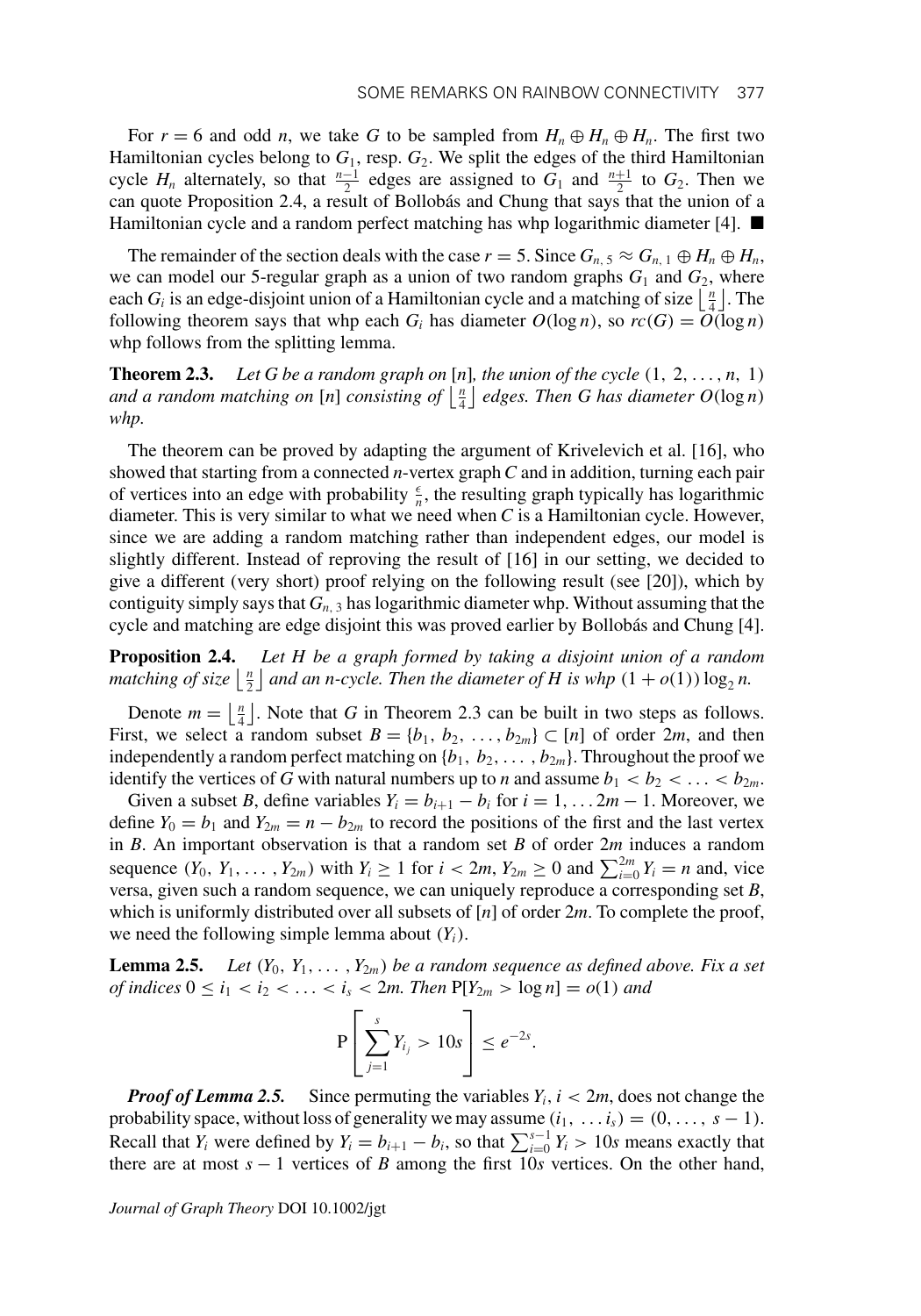For $r = 6$ and odd $n$, we take $G$ to be sampled from $H_n \oplus H_n \oplus H_n$. The first two Hamiltonian cycles belong to $G_1$, resp. $G_2$. We split the edges of the third Hamiltonian cycle $H_n$ alternately, so that $\frac{n-1}{2}$ edges are assigned to $G_1$ and $\frac{n+1}{2}$ to $G_2$. Then we can quote Proposition 2.4, a result of Bollobás and Chung that says that the union of a Hamiltonian cycle and a random perfect matching has whp logarithmic diameter [4]. ■

The remainder of the section deals with the case $r = 5$. Since $G_{n,5} \approx G_{n,1} \oplus H_n \oplus H_n$, we can model our 5-regular graph as a union of two random graphs $G_1$ and $G_2$, where each $G_i$ is an edge-disjoint union of a Hamiltonian cycle and a matching of size $\lfloor \frac{n}{4} \rfloor$. The following theorem says that whp each $G_i$ has diameter $O(\log n)$, so $rc(G) = O(\log n)$ whp follows from the splitting lemma.

**Theorem 2.3.** *Let $G$ be a random graph on $[n]$, the union of the cycle $(1, 2, \ldots, n, 1)$ and a random matching on $[n]$ consisting of $\lfloor \frac{n}{4} \rfloor$ edges. Then $G$ has diameter $O(\log n)$ whp.*

The theorem can be proved by adapting the argument of Krivelevich et al. [16], who showed that starting from a connected $n$-vertex graph $C$ and in addition, turning each pair of vertices into an edge with probability $\frac{\epsilon}{n}$, the resulting graph typically has logarithmic diameter. This is very similar to what we need when $C$ is a Hamiltonian cycle. However, since we are adding a random matching rather than independent edges, our model is slightly different. Instead of reproving the result of [16] in our setting, we decided to give a different (very short) proof relying on the following result (see [20]), which by contiguity simply says that $G_{n,3}$ has logarithmic diameter whp. Without assuming that the cycle and matching are edge disjoint this was proved earlier by Bollobás and Chung [4].

**Proposition 2.4.** *Let $H$ be a graph formed by taking a disjoint union of a random matching of size $\lfloor \frac{n}{2} \rfloor$ and an $n$-cycle. Then the diameter of $H$ is whp $(1 + o(1)) \log_2 n$.*

Denote $m = \lfloor \frac{n}{4} \rfloor$. Note that $G$ in Theorem 2.3 can be built in two steps as follows. First, we select a random subset $B = \{b_1, b_2, \ldots, b_{2m}\} \subset [n]$ of order $2m$, and then independently a random perfect matching on $\{b_1, b_2, \ldots, b_{2m}\}$. Throughout the proof we identify the vertices of $G$ with natural numbers up to $n$ and assume $b_1 < b_2 < \ldots < b_{2m}$.

Given a subset $B$, define variables $Y_i = b_{i+1} - b_i$ for $i = 1, \ldots 2m - 1$. Moreover, we define $Y_0 = b_1$ and $Y_{2m} = n - b_{2m}$ to record the positions of the first and the last vertex in $B$. An important observation is that a random set $B$ of order $2m$ induces a random sequence $(Y_0, Y_1, \ldots, Y_{2m})$ with $Y_i \geq 1$ for $i < 2m$, $Y_{2m} \geq 0$ and $\sum_{i=0}^{2m} Y_i = n$ and, vice versa, given such a random sequence, we can uniquely reproduce a corresponding set $B$, which is uniformly distributed over all subsets of $[n]$ of order $2m$. To complete the proof, we need the following simple lemma about $(Y_i)$.

**Lemma 2.5.** *Let $(Y_0, Y_1, \ldots, Y_{2m})$ be a random sequence as defined above. Fix a set of indices $0 \leq i_1 < i_2 < \ldots < i_s < 2m$. Then $\mathrm{P}[Y_{2m} > \log n] = o(1)$ and*

$$\mathrm{P}\left[\sum_{j=1}^{s} Y_{i_j} > 10s\right] \leq e^{-2s}.$$

***Proof of Lemma 2.5.*** Since permuting the variables $Y_i$, $i < 2m$, does not change the probability space, without loss of generality we may assume $(i_1, \ldots i_s) = (0, \ldots, s-1)$. Recall that $Y_i$ were defined by $Y_i = b_{i+1} - b_i$, so that $\sum_{i=0}^{s-1} Y_i > 10s$ means exactly that there are at most $s - 1$ vertices of $B$ among the first $10s$ vertices. On the other hand,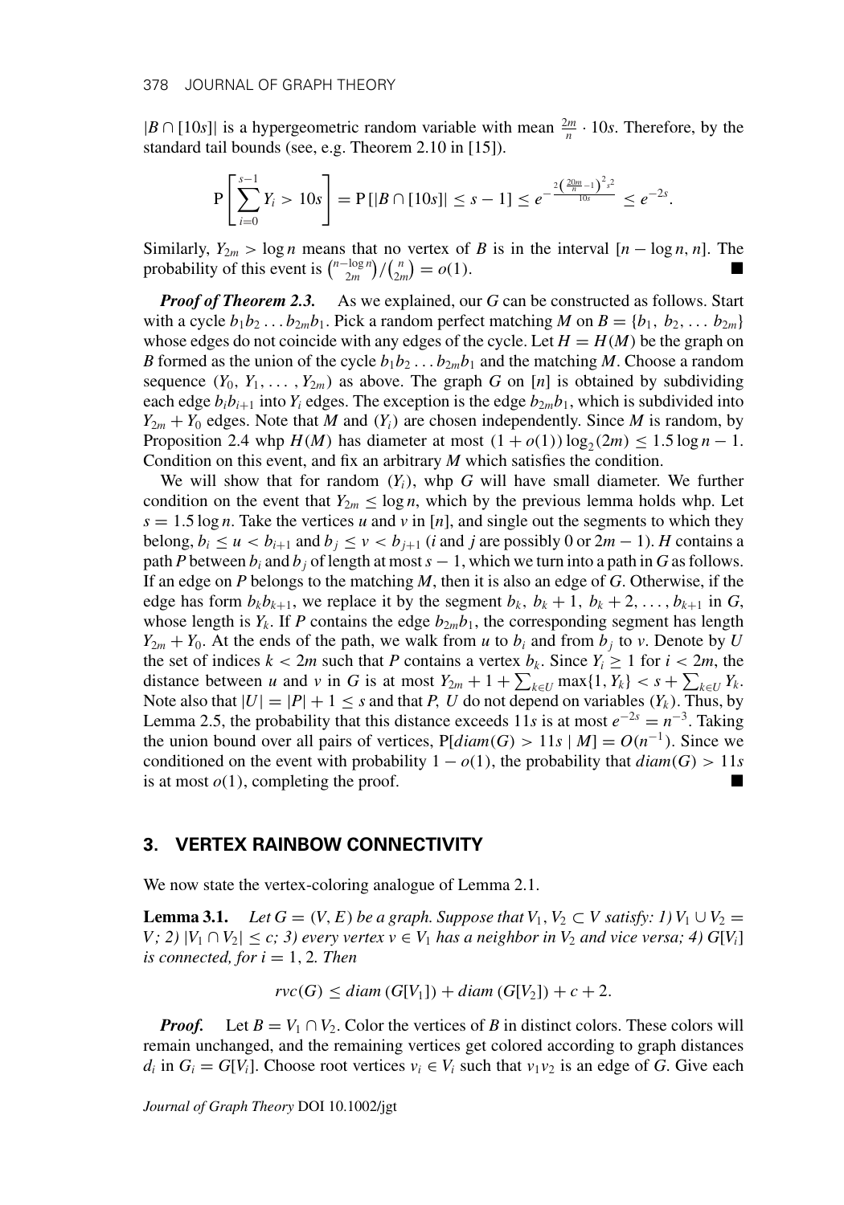$|B \cap [10s]|$ is a hypergeometric random variable with mean $\frac{2m}{n} \cdot 10s$. Therefore, by the standard tail bounds (see, e.g. Theorem 2.10 in [15]).

$$\mathrm{P}\left[\sum_{i=0}^{s-1} Y_i > 10s\right] = \mathrm{P}\left[|B \cap [10s]| \leq s-1\right] \leq e^{-\frac{2\left(\frac{20m}{n}-1\right)^2 s^2}{10s}} \leq e^{-2s}.$$

Similarly, $Y_{2m} > \log n$ means that no vertex of $B$ is in the interval $[n - \log n, n]$. The probability of this event is $\binom{n-\log n}{2m} / \binom{n}{2m} = o(1)$. ■

***Proof of Theorem 2.3.*** As we explained, our $G$ can be constructed as follows. Start with a cycle $b_1 b_2 \ldots b_{2m} b_1$. Pick a random perfect matching $M$ on $B = \{b_1, b_2, \ldots b_{2m}\}$ whose edges do not coincide with any edges of the cycle. Let $H = H(M)$ be the graph on $B$ formed as the union of the cycle $b_1 b_2 \ldots b_{2m} b_1$ and the matching $M$. Choose a random sequence $(Y_0, Y_1, \ldots, Y_{2m})$ as above. The graph $G$ on $[n]$ is obtained by subdividing each edge $b_i b_{i+1}$ into $Y_i$ edges. The exception is the edge $b_{2m} b_1$, which is subdivided into $Y_{2m} + Y_0$ edges. Note that $M$ and $(Y_i)$ are chosen independently. Since $M$ is random, by Proposition 2.4 whp $H(M)$ has diameter at most $(1 + o(1)) \log_2(2m) \leq 1.5 \log n - 1$. Condition on this event, and fix an arbitrary $M$ which satisfies the condition.

We will show that for random $(Y_i)$, whp $G$ will have small diameter. We further condition on the event that $Y_{2m} \leq \log n$, which by the previous lemma holds whp. Let $s = 1.5 \log n$. Take the vertices $u$ and $v$ in $[n]$, and single out the segments to which they belong, $b_i \leq u < b_{i+1}$ and $b_j \leq v < b_{j+1}$ ($i$ and $j$ are possibly 0 or $2m - 1$). $H$ contains a path $P$ between $b_i$ and $b_j$ of length at most $s - 1$, which we turn into a path in $G$ as follows. If an edge on $P$ belongs to the matching $M$, then it is also an edge of $G$. Otherwise, if the edge has form $b_k b_{k+1}$, we replace it by the segment $b_k, b_k + 1, b_k + 2, \ldots, b_{k+1}$ in $G$, whose length is $Y_k$. If $P$ contains the edge $b_{2m} b_1$, the corresponding segment has length $Y_{2m} + Y_0$. At the ends of the path, we walk from $u$ to $b_i$ and from $b_j$ to $v$. Denote by $U$ the set of indices $k < 2m$ such that $P$ contains a vertex $b_k$. Since $Y_i \geq 1$ for $i < 2m$, the distance between $u$ and $v$ in $G$ is at most $Y_{2m} + 1 + \sum_{k \in U} \max\{1, Y_k\} < s + \sum_{k \in U} Y_k$. Note also that $|U| = |P| + 1 \leq s$ and that $P$, $U$ do not depend on variables $(Y_k)$. Thus, by Lemma 2.5, the probability that this distance exceeds $11s$ is at most $e^{-2s} = n^{-3}$. Taking the union bound over all pairs of vertices, $\mathrm{P}[diam(G) > 11s \mid M] = O(n^{-1})$. Since we conditioned on the event with probability $1 - o(1)$, the probability that $diam(G) > 11s$ is at most $o(1)$, completing the proof. ■

## 3. VERTEX RAINBOW CONNECTIVITY

We now state the vertex-coloring analogue of Lemma 2.1.

**Lemma 3.1.** *Let $G = (V, E)$ be a graph. Suppose that $V_1, V_2 \subset V$ satisfy: 1) $V_1 \cup V_2 = V$; 2) $|V_1 \cap V_2| \leq c$; 3) every vertex $v \in V_1$ has a neighbor in $V_2$ and vice versa; 4) $G[V_i]$ is connected, for $i = 1, 2$. Then*

$$rvc(G) \leq diam\,(G[V_1]) + diam\,(G[V_2]) + c + 2.$$

***Proof.*** Let $B = V_1 \cap V_2$. Color the vertices of $B$ in distinct colors. These colors will remain unchanged, and the remaining vertices get colored according to graph distances $d_i$ in $G_i = G[V_i]$. Choose root vertices $v_i \in V_i$ such that $v_1 v_2$ is an edge of $G$. Give each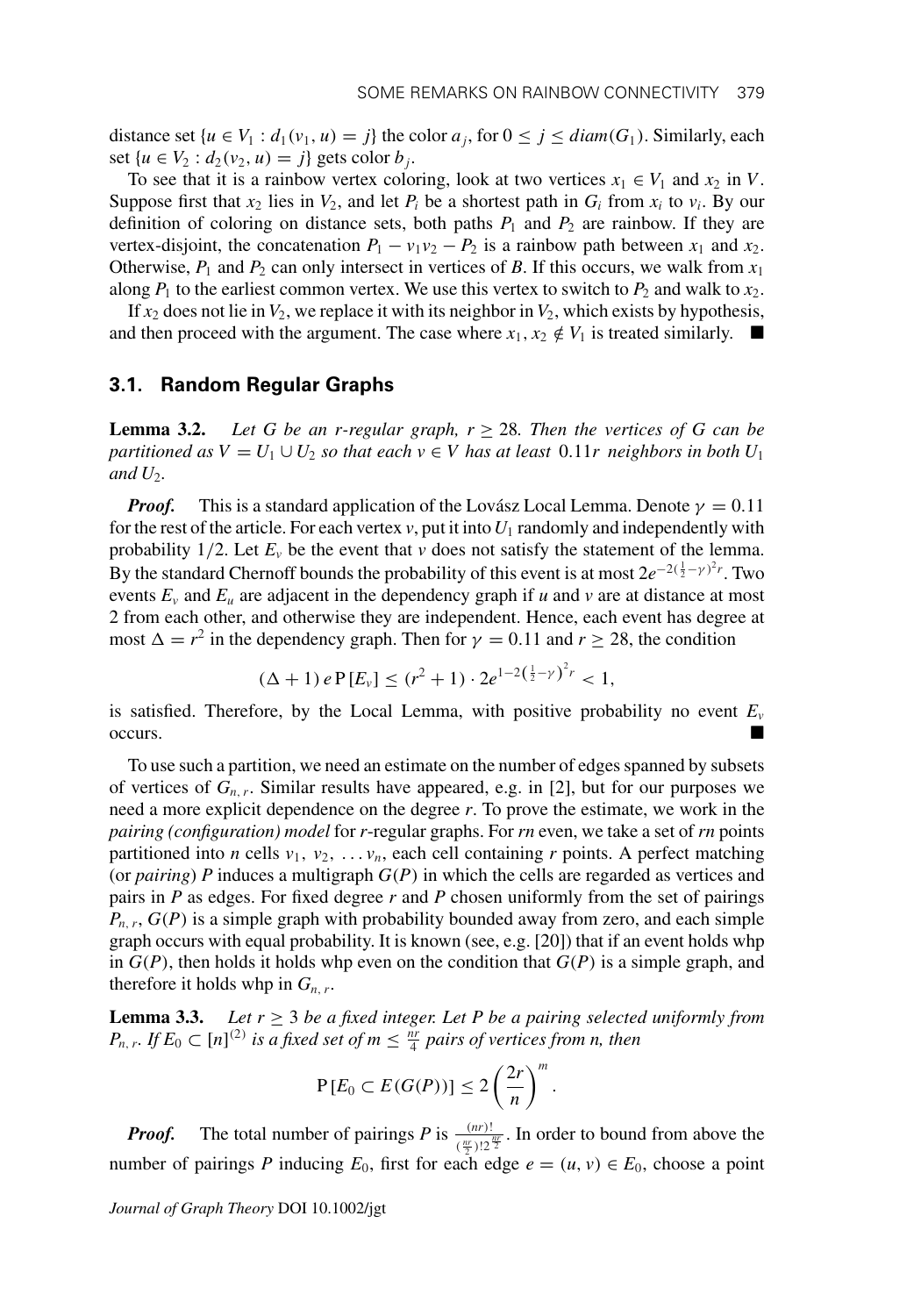distance set $\{u \in V_1 : d_1(v_1, u) = j\}$ the color $a_j$, for $0 \le j \le diam(G_1)$. Similarly, each set $\{u \in V_2 : d_2(v_2, u) = j\}$ gets color $b_j$.

To see that it is a rainbow vertex coloring, look at two vertices $x_1 \in V_1$ and $x_2$ in $V$. Suppose first that $x_2$ lies in $V_2$, and let $P_i$ be a shortest path in $G_i$ from $x_i$ to $v_i$. By our definition of coloring on distance sets, both paths $P_1$ and $P_2$ are rainbow. If they are vertex-disjoint, the concatenation $P_1 - v_1 v_2 - P_2$ is a rainbow path between $x_1$ and $x_2$. Otherwise, $P_1$ and $P_2$ can only intersect in vertices of $B$. If this occurs, we walk from $x_1$ along $P_1$ to the earliest common vertex. We use this vertex to switch to $P_2$ and walk to $x_2$.

If $x_2$ does not lie in $V_2$, we replace it with its neighbor in $V_2$, which exists by hypothesis, and then proceed with the argument. The case where $x_1, x_2 \notin V_1$ is treated similarly. ■

### 3.1. Random Regular Graphs

**Lemma 3.2.** *Let $G$ be an $r$-regular graph, $r \ge 28$. Then the vertices of $G$ can be partitioned as $V = U_1 \cup U_2$ so that each $v \in V$ has at least $0.11r$ neighbors in both $U_1$ and $U_2$.*

***Proof.*** This is a standard application of the Lovász Local Lemma. Denote $\gamma = 0.11$ for the rest of the article. For each vertex $v$, put it into $U_1$ randomly and independently with probability $1/2$. Let $E_v$ be the event that $v$ does not satisfy the statement of the lemma. By the standard Chernoff bounds the probability of this event is at most $2e^{-2(\frac{1}{2}-\gamma)^2 r}$. Two events $E_v$ and $E_u$ are adjacent in the dependency graph if $u$ and $v$ are at distance at most 2 from each other, and otherwise they are independent. Hence, each event has degree at most $\Delta = r^2$ in the dependency graph. Then for $\gamma = 0.11$ and $r \ge 28$, the condition

$$(\Delta + 1)\, e\, \mathrm{P}[E_v] \le (r^2 + 1) \cdot 2e^{1-2(\frac{1}{2}-\gamma)^2 r} < 1,$$

is satisfied. Therefore, by the Local Lemma, with positive probability no event $E_v$ occurs. ■

To use such a partition, we need an estimate on the number of edges spanned by subsets of vertices of $G_{n,r}$. Similar results have appeared, e.g. in [2], but for our purposes we need a more explicit dependence on the degree $r$. To prove the estimate, we work in the *pairing (configuration) model* for $r$-regular graphs. For $rn$ even, we take a set of $rn$ points partitioned into $n$ cells $v_1, v_2, \ldots v_n$, each cell containing $r$ points. A perfect matching (or *pairing*) $P$ induces a multigraph $G(P)$ in which the cells are regarded as vertices and pairs in $P$ as edges. For fixed degree $r$ and $P$ chosen uniformly from the set of pairings $P_{n,r}$, $G(P)$ is a simple graph with probability bounded away from zero, and each simple graph occurs with equal probability. It is known (see, e.g. [20]) that if an event holds whp in $G(P)$, then holds it holds whp even on the condition that $G(P)$ is a simple graph, and therefore it holds whp in $G_{n,r}$.

**Lemma 3.3.** *Let $r \ge 3$ be a fixed integer. Let $P$ be a pairing selected uniformly from $P_{n,r}$. If $E_0 \subset [n]^{(2)}$ is a fixed set of $m \le \frac{nr}{4}$ pairs of vertices from n, then*

$$\mathrm{P}[E_0 \subset E(G(P))] \le 2\left(\frac{2r}{n}\right)^m.$$

***Proof.*** The total number of pairings $P$ is $\frac{(nr)!}{(\frac{nr}{2})! 2^{\frac{nr}{2}}}$. In order to bound from above the number of pairings $P$ inducing $E_0$, first for each edge $e = (u, v) \in E_0$, choose a point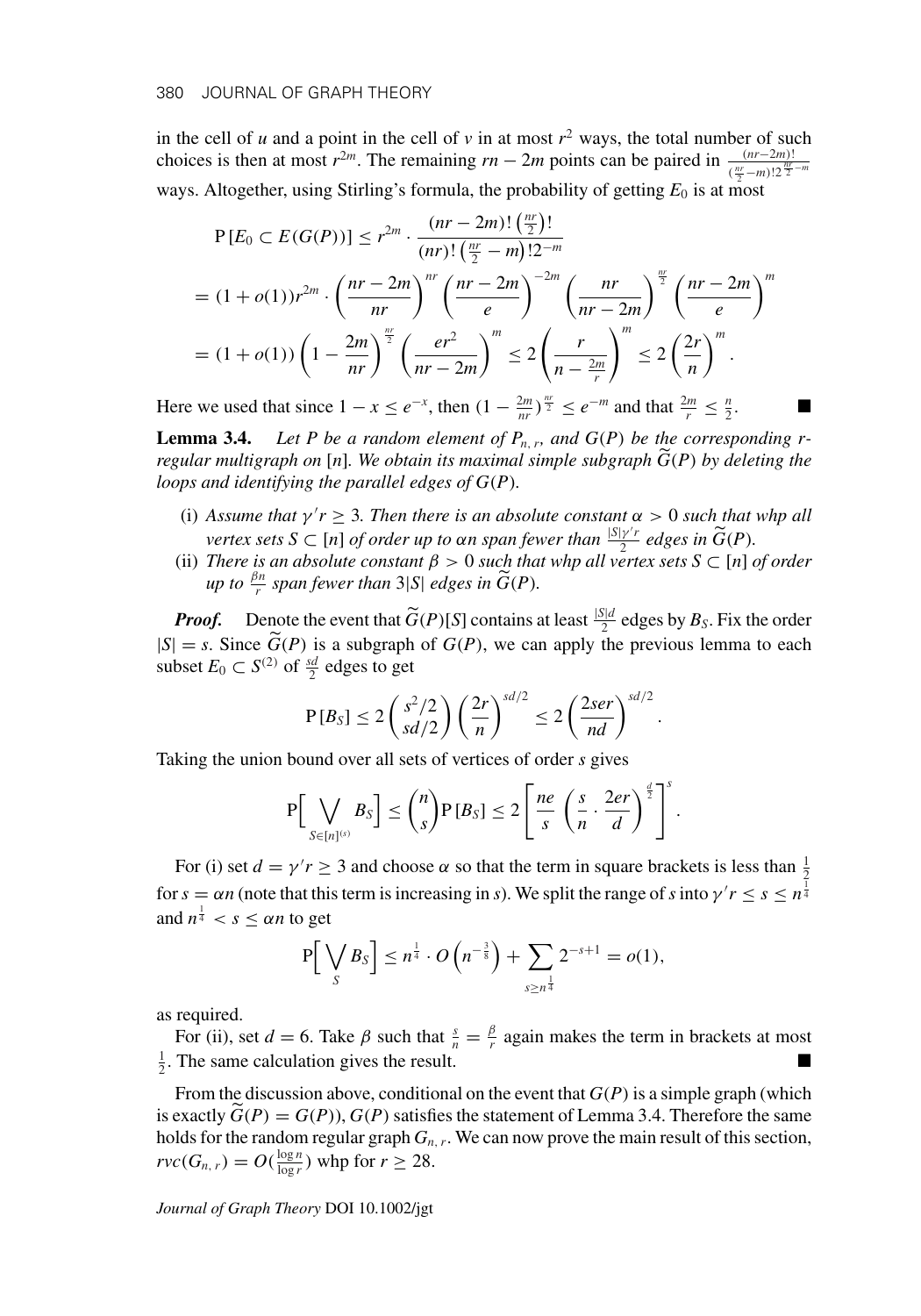in the cell of $u$ and a point in the cell of $v$ in at most $r^2$ ways, the total number of such choices is then at most $r^{2m}$. The remaining $rn - 2m$ points can be paired in $\frac{(nr-2m)!}{(\frac{nr}{2}-m)!2^{\frac{nr}{2}-m}}$ ways. Altogether, using Stirling's formula, the probability of getting $E_0$ is at most

$$
\begin{aligned}
\mathrm{P}\left[E_0 \subset E(G(P))\right] &\leq r^{2m} \cdot \frac{(nr-2m)!\left(\frac{nr}{2}\right)!}{(nr)!\left(\frac{nr}{2}-m\right)!2^{-m}} \\
&= (1+o(1))r^{2m} \cdot \left(\frac{nr-2m}{nr}\right)^{nr}\left(\frac{nr-2m}{e}\right)^{-2m}\left(\frac{nr}{nr-2m}\right)^{\frac{nr}{2}}\left(\frac{nr-2m}{e}\right)^{m} \\
&= (1+o(1))\left(1-\frac{2m}{nr}\right)^{\frac{nr}{2}}\left(\frac{er^2}{nr-2m}\right)^{m} \leq 2\left(\frac{r}{n-\frac{2m}{r}}\right)^{m} \leq 2\left(\frac{2r}{n}\right)^{m}.
\end{aligned}
$$

Here we used that since $1 - x \leq e^{-x}$, then $(1-\frac{2m}{nr})^{\frac{nr}{2}} \leq e^{-m}$ and that $\frac{2m}{r} \leq \frac{n}{2}$. ■

**Lemma 3.4.** *Let $P$ be a random element of $P_{n,r}$, and $G(P)$ be the corresponding $r$-regular multigraph on $[n]$. We obtain its maximal simple subgraph $\widetilde{G}(P)$ by deleting the loops and identifying the parallel edges of $G(P)$.*

(i) *Assume that $\gamma' r \geq 3$. Then there is an absolute constant $\alpha > 0$ such that whp all vertex sets $S \subset [n]$ of order up to $\alpha n$ span fewer than $\frac{|S|\gamma' r}{2}$ edges in $\widetilde{G}(P)$.*

(ii) *There is an absolute constant $\beta > 0$ such that whp all vertex sets $S \subset [n]$ of order up to $\frac{\beta n}{r}$ span fewer than $3|S|$ edges in $\widetilde{G}(P)$.*

***Proof.*** Denote the event that $\widetilde{G}(P)[S]$ contains at least $\frac{|S|d}{2}$ edges by $B_S$. Fix the order $|S| = s$. Since $\widetilde{G}(P)$ is a subgraph of $G(P)$, we can apply the previous lemma to each subset $E_0 \subset S^{(2)}$ of $\frac{sd}{2}$ edges to get

$$
\mathrm{P}\left[B_S\right] \leq 2\binom{s^2/2}{sd/2}\left(\frac{2r}{n}\right)^{sd/2} \leq 2\left(\frac{2ser}{nd}\right)^{sd/2}.
$$

Taking the union bound over all sets of vertices of order $s$ gives

$$
\mathrm{P}\Big[\bigvee_{S\in[n]^{(s)}} B_S\Big] \leq \binom{n}{s}\mathrm{P}\left[B_S\right] \leq 2\left[\frac{ne}{s}\left(\frac{s}{n}\cdot\frac{2er}{d}\right)^{\frac{d}{2}}\right]^{s}.
$$

For (i) set $d = \gamma' r \geq 3$ and choose $\alpha$ so that the term in square brackets is less than $\frac{1}{2}$ for $s = \alpha n$ (note that this term is increasing in $s$). We split the range of $s$ into $\gamma' r \leq s \leq n^{\frac{1}{4}}$ and $n^{\frac{1}{4}} < s \leq \alpha n$ to get

$$
\mathrm{P}\Big[\bigvee_{S} B_S\Big] \leq n^{\frac{1}{4}} \cdot O\left(n^{-\frac{3}{8}}\right) + \sum_{s \geq n^{\frac{1}{4}}} 2^{-s+1} = o(1),
$$

as required.

For (ii), set $d = 6$. Take $\beta$ such that $\frac{s}{n} = \frac{\beta}{r}$ again makes the term in brackets at most $\frac{1}{2}$. The same calculation gives the result. ■

From the discussion above, conditional on the event that $G(P)$ is a simple graph (which is exactly $\widetilde{G}(P) = G(P)$), $G(P)$ satisfies the statement of Lemma 3.4. Therefore the same holds for the random regular graph $G_{n,r}$. We can now prove the main result of this section, $rvc(G_{n,r}) = O(\frac{\log n}{\log r})$ whp for $r \geq 28$.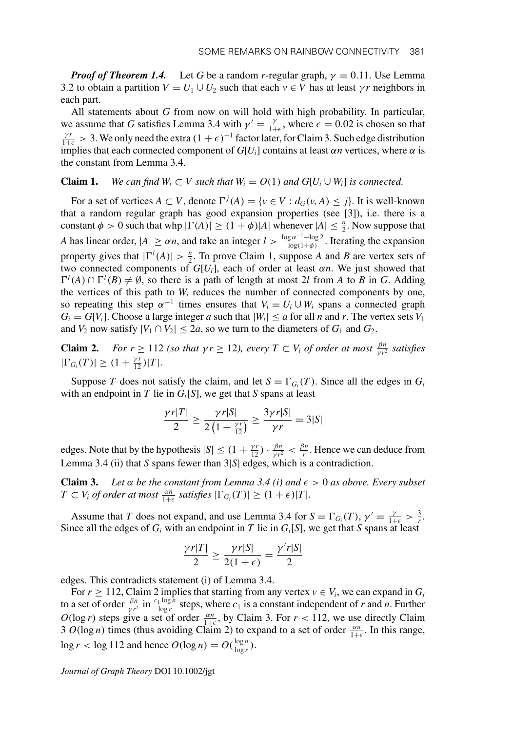***Proof of Theorem 1.4.*** Let $G$ be a random $r$-regular graph, $\gamma = 0.11$. Use Lemma 3.2 to obtain a partition $V = U_1 \cup U_2$ such that each $v \in V$ has at least $\gamma r$ neighbors in each part.

All statements about $G$ from now on will hold with high probability. In particular, we assume that $G$ satisfies Lemma 3.4 with $\gamma' = \frac{\gamma}{1+\epsilon}$, where $\epsilon = 0.02$ is chosen so that $\frac{\gamma r}{1+\epsilon} > 3$. We only need the extra $(1+\epsilon)^{-1}$ factor later, for Claim 3. Such edge distribution implies that each connected component of $G[U_i]$ contains at least $\alpha n$ vertices, where $\alpha$ is the constant from Lemma 3.4.

**Claim 1.** *We can find $W_i \subset V$ such that $W_i = O(1)$ and $G[U_i \cup W_i]$ is connected.*

For a set of vertices $A \subset V$, denote $\Gamma^j(A) = \{v \in V : d_G(v, A) \leq j\}$. It is well-known that a random regular graph has good expansion properties (see [3]), i.e. there is a constant $\phi > 0$ such that whp $|\Gamma(A)| \geq (1+\phi)|A|$ whenever $|A| \leq \frac{n}{2}$. Now suppose that $A$ has linear order, $|A| \geq \alpha n$, and take an integer $l > \frac{\log \alpha^{-1} - \log 2}{\log(1+\phi)}$. Iterating the expansion property gives that $|\Gamma^l(A)| > \frac{n}{2}$. To prove Claim 1, suppose $A$ and $B$ are vertex sets of two connected components of $G[U_i]$, each of order at least $\alpha n$. We just showed that $\Gamma^l(A) \cap \Gamma^l(B) \neq \emptyset$, so there is a path of length at most $2l$ from $A$ to $B$ in $G$. Adding the vertices of this path to $W_i$ reduces the number of connected components by one, so repeating this step $\alpha^{-1}$ times ensures that $V_i = U_i \cup W_i$ spans a connected graph $G_i = G[V_i]$. Choose a large integer $a$ such that $|W_i| \leq a$ for all $n$ and $r$. The vertex sets $V_1$ and $V_2$ now satisfy $|V_1 \cap V_2| \leq 2a$, so we turn to the diameters of $G_1$ and $G_2$.

**Claim 2.** *For $r \geq 112$ (so that $\gamma r \geq 12$), every $T \subset V_i$ of order at most $\frac{\beta n}{\gamma r^2}$ satisfies $|\Gamma_{G_i}(T)| \geq (1 + \frac{\gamma r}{12})|T|$.*

Suppose $T$ does not satisfy the claim, and let $S = \Gamma_{G_i}(T)$. Since all the edges in $G_i$ with an endpoint in $T$ lie in $G_i[S]$, we get that $S$ spans at least

$$\frac{\gamma r |T|}{2} \geq \frac{\gamma r |S|}{2\left(1 + \frac{\gamma r}{12}\right)} \geq \frac{3\gamma r |S|}{\gamma r} = 3|S|$$

edges. Note that by the hypothesis $|S| \leq (1 + \frac{\gamma r}{12}) \cdot \frac{\beta n}{\gamma r^2} < \frac{\beta n}{r}$. Hence we can deduce from Lemma 3.4 (ii) that $S$ spans fewer than $3|S|$ edges, which is a contradiction.

**Claim 3.** *Let $\alpha$ be the constant from Lemma 3.4 (i) and $\epsilon > 0$ as above. Every subset $T \subset V_i$ of order at most $\frac{\alpha n}{1+\epsilon}$ satisfies $|\Gamma_{G_i}(T)| \geq (1+\epsilon)|T|$.*

Assume that $T$ does not expand, and use Lemma 3.4 for $S = \Gamma_{G_i}(T)$, $\gamma' = \frac{\gamma}{1+\epsilon} > \frac{3}{r}$. Since all the edges of $G_i$ with an endpoint in $T$ lie in $G_i[S]$, we get that $S$ spans at least

$$\frac{\gamma r |T|}{2} \geq \frac{\gamma r |S|}{2(1+\epsilon)} = \frac{\gamma' r |S|}{2}$$

edges. This contradicts statement (i) of Lemma 3.4.

For $r \geq 112$, Claim 2 implies that starting from any vertex $v \in V_i$, we can expand in $G_i$ to a set of order $\frac{\beta n}{\gamma r^2}$ in $\frac{c_1 \log n}{\log r}$ steps, where $c_1$ is a constant independent of $r$ and $n$. Further $O(\log r)$ steps give a set of order $\frac{\alpha n}{1+\epsilon}$, by Claim 3. For $r < 112$, we use directly Claim 3 $O(\log n)$ times (thus avoiding Claim 2) to expand to a set of order $\frac{\alpha n}{1+\epsilon}$. In this range, $\log r < \log 112$ and hence $O(\log n) = O(\frac{\log n}{\log r})$.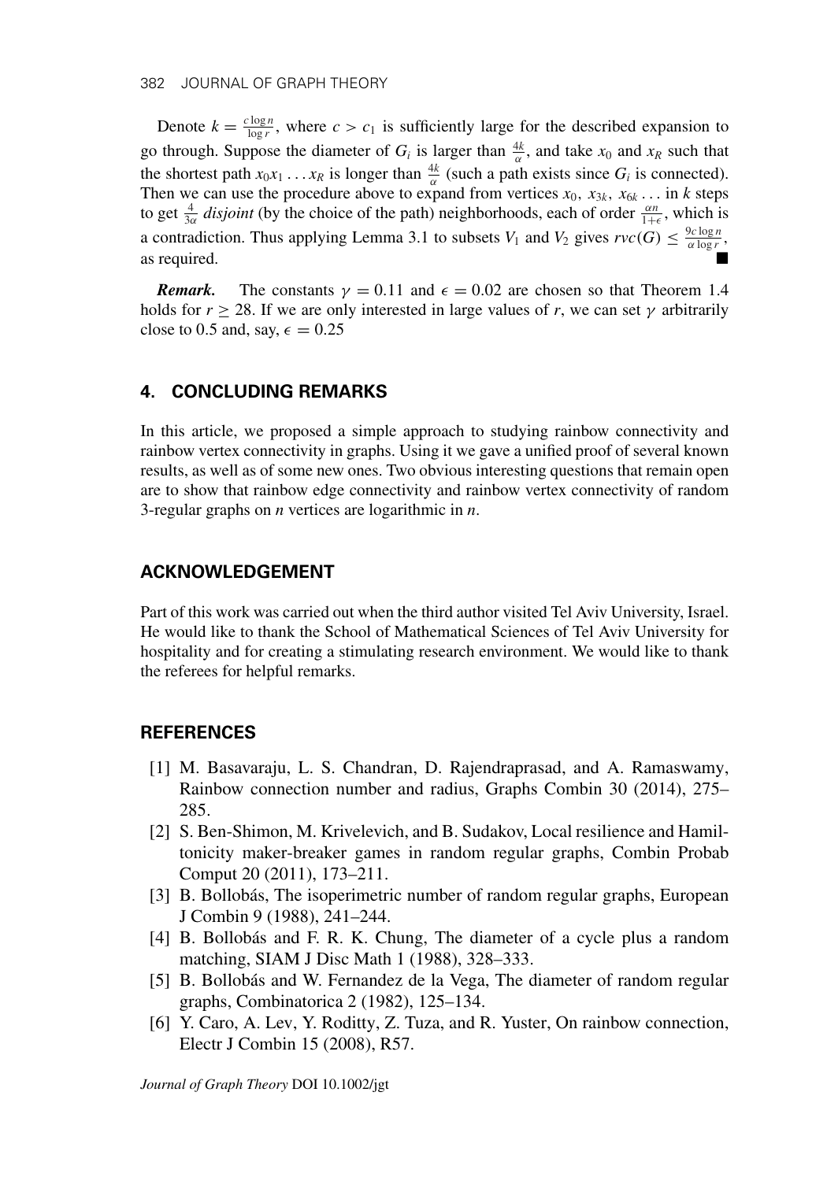Denote $k = \frac{c \log n}{\log r}$, where $c > c_1$ is sufficiently large for the described expansion to go through. Suppose the diameter of $G_i$ is larger than $\frac{4k}{\alpha}$, and take $x_0$ and $x_R$ such that the shortest path $x_0x_1 \ldots x_R$ is longer than $\frac{4k}{\alpha}$ (such a path exists since $G_i$ is connected). Then we can use the procedure above to expand from vertices $x_0,\ x_{3k},\ x_{6k} \ldots$ in $k$ steps to get $\frac{4}{3\alpha}$ *disjoint* (by the choice of the path) neighborhoods, each of order $\frac{\alpha n}{1+\epsilon}$, which is a contradiction. Thus applying Lemma 3.1 to subsets $V_1$ and $V_2$ gives $rvc(G) \leq \frac{9c \log n}{\alpha \log r}$, as required. ■

***Remark.*** The constants $\gamma = 0.11$ and $\epsilon = 0.02$ are chosen so that Theorem 1.4 holds for $r \geq 28$. If we are only interested in large values of $r$, we can set $\gamma$ arbitrarily close to 0.5 and, say, $\epsilon = 0.25$

## 4. CONCLUDING REMARKS

In this article, we proposed a simple approach to studying rainbow connectivity and rainbow vertex connectivity in graphs. Using it we gave a unified proof of several known results, as well as of some new ones. Two obvious interesting questions that remain open are to show that rainbow edge connectivity and rainbow vertex connectivity of random 3-regular graphs on $n$ vertices are logarithmic in $n$.

## ACKNOWLEDGEMENT

Part of this work was carried out when the third author visited Tel Aviv University, Israel. He would like to thank the School of Mathematical Sciences of Tel Aviv University for hospitality and for creating a stimulating research environment. We would like to thank the referees for helpful remarks.

## REFERENCES

[1] M. Basavaraju, L. S. Chandran, D. Rajendraprasad, and A. Ramaswamy, Rainbow connection number and radius, Graphs Combin 30 (2014), 275–285.

[2] S. Ben-Shimon, M. Krivelevich, and B. Sudakov, Local resilience and Hamiltonicity maker-breaker games in random regular graphs, Combin Probab Comput 20 (2011), 173–211.

[3] B. Bollobás, The isoperimetric number of random regular graphs, European J Combin 9 (1988), 241–244.

[4] B. Bollobás and F. R. K. Chung, The diameter of a cycle plus a random matching, SIAM J Disc Math 1 (1988), 328–333.

[5] B. Bollobás and W. Fernandez de la Vega, The diameter of random regular graphs, Combinatorica 2 (1982), 125–134.

[6] Y. Caro, A. Lev, Y. Roditty, Z. Tuza, and R. Yuster, On rainbow connection, Electr J Combin 15 (2008), R57.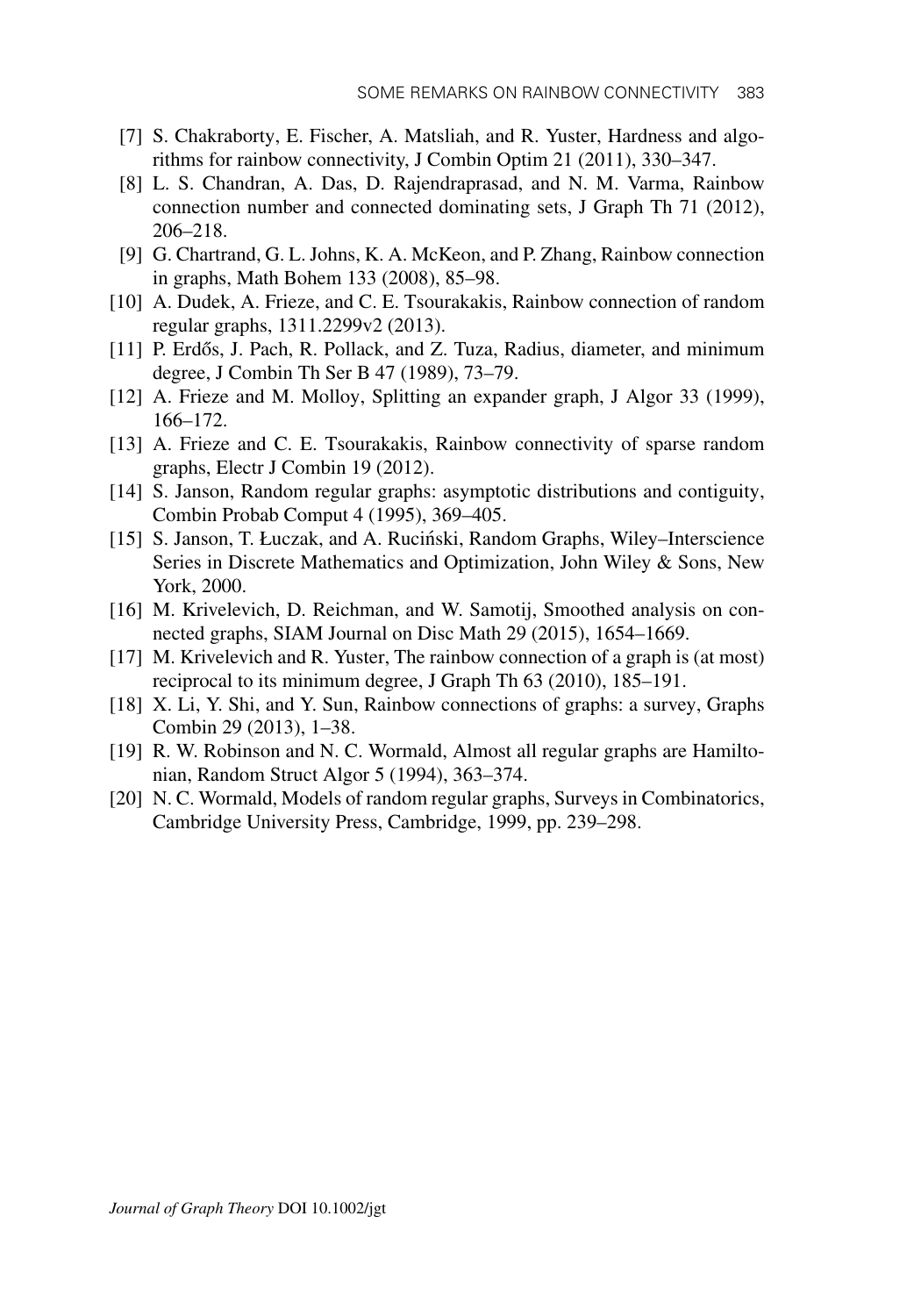[7] S. Chakraborty, E. Fischer, A. Matsliah, and R. Yuster, Hardness and algorithms for rainbow connectivity, J Combin Optim 21 (2011), 330–347.

[8] L. S. Chandran, A. Das, D. Rajendraprasad, and N. M. Varma, Rainbow connection number and connected dominating sets, J Graph Th 71 (2012), 206–218.

[9] G. Chartrand, G. L. Johns, K. A. McKeon, and P. Zhang, Rainbow connection in graphs, Math Bohem 133 (2008), 85–98.

[10] A. Dudek, A. Frieze, and C. E. Tsourakakis, Rainbow connection of random regular graphs, 1311.2299v2 (2013).

[11] P. Erdős, J. Pach, R. Pollack, and Z. Tuza, Radius, diameter, and minimum degree, J Combin Th Ser B 47 (1989), 73–79.

[12] A. Frieze and M. Molloy, Splitting an expander graph, J Algor 33 (1999), 166–172.

[13] A. Frieze and C. E. Tsourakakis, Rainbow connectivity of sparse random graphs, Electr J Combin 19 (2012).

[14] S. Janson, Random regular graphs: asymptotic distributions and contiguity, Combin Probab Comput 4 (1995), 369–405.

[15] S. Janson, T. Łuczak, and A. Ruciński, Random Graphs, Wiley–Interscience Series in Discrete Mathematics and Optimization, John Wiley & Sons, New York, 2000.

[16] M. Krivelevich, D. Reichman, and W. Samotij, Smoothed analysis on connected graphs, SIAM Journal on Disc Math 29 (2015), 1654–1669.

[17] M. Krivelevich and R. Yuster, The rainbow connection of a graph is (at most) reciprocal to its minimum degree, J Graph Th 63 (2010), 185–191.

[18] X. Li, Y. Shi, and Y. Sun, Rainbow connections of graphs: a survey, Graphs Combin 29 (2013), 1–38.

[19] R. W. Robinson and N. C. Wormald, Almost all regular graphs are Hamiltonian, Random Struct Algor 5 (1994), 363–374.

[20] N. C. Wormald, Models of random regular graphs, Surveys in Combinatorics, Cambridge University Press, Cambridge, 1999, pp. 239–298.